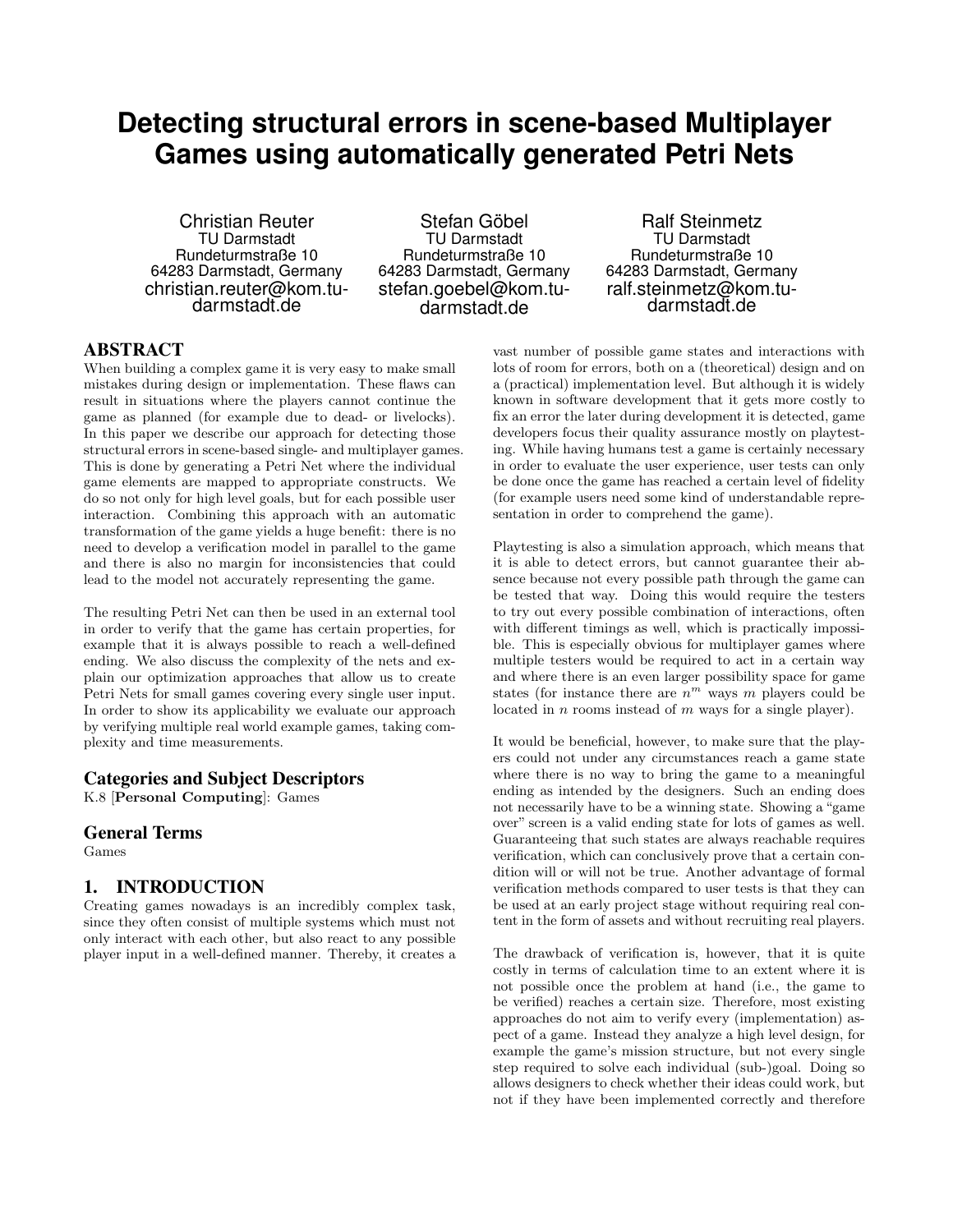# Detecting structural errors in scene-based Multiplayer Games using automatically generated Petri Nets

Christian Reuter
TU Darmstadt
Rundeturmstraße 10
64283 Darmstadt, Germany
christian.reuter@kom.tu-darmstadt.de

Stefan Göbel
TU Darmstadt
Rundeturmstraße 10
64283 Darmstadt, Germany
stefan.goebel@kom.tu-darmstadt.de

Ralf Steinmetz
TU Darmstadt
Rundeturmstraße 10
64283 Darmstadt, Germany
ralf.steinmetz@kom.tu-darmstadt.de

## ABSTRACT

When building a complex game it is very easy to make small mistakes during design or implementation. These flaws can result in situations where the players cannot continue the game as planned (for example due to dead- or livelocks). In this paper we describe our approach for detecting those structural errors in scene-based single- and multiplayer games. This is done by generating a Petri Net where the individual game elements are mapped to appropriate constructs. We do so not only for high level goals, but for each possible user interaction. Combining this approach with an automatic transformation of the game yields a huge benefit: there is no need to develop a verification model in parallel to the game and there is also no margin for inconsistencies that could lead to the model not accurately representing the game.

The resulting Petri Net can then be used in an external tool in order to verify that the game has certain properties, for example that it is always possible to reach a well-defined ending. We also discuss the complexity of the nets and explain our optimization approaches that allow us to create Petri Nets for small games covering every single user input. In order to show its applicability we evaluate our approach by verifying multiple real world example games, taking complexity and time measurements.

### Categories and Subject Descriptors

K.8 [**Personal Computing**]: Games

### General Terms

Games

## 1. INTRODUCTION

Creating games nowadays is an incredibly complex task, since they often consist of multiple systems which must not only interact with each other, but also react to any possible player input in a well-defined manner. Thereby, it creates a vast number of possible game states and interactions with lots of room for errors, both on a (theoretical) design and on a (practical) implementation level. But although it is widely known in software development that it gets more costly to fix an error the later during development it is detected, game developers focus their quality assurance mostly on playtesting. While having humans test a game is certainly necessary in order to evaluate the user experience, user tests can only be done once the game has reached a certain level of fidelity (for example users need some kind of understandable representation in order to comprehend the game).

Playtesting is also a simulation approach, which means that it is able to detect errors, but cannot guarantee their absence because not every possible path through the game can be tested that way. Doing this would require the testers to try out every possible combination of interactions, often with different timings as well, which is practically impossible. This is especially obvious for multiplayer games where multiple testers would be required to act in a certain way and where there is an even larger possibility space for game states (for instance there are $n^m$ ways $m$ players could be located in $n$ rooms instead of $m$ ways for a single player).

It would be beneficial, however, to make sure that the players could not under any circumstances reach a game state where there is no way to bring the game to a meaningful ending as intended by the designers. Such an ending does not necessarily have to be a winning state. Showing a "game over" screen is a valid ending state for lots of games as well. Guaranteeing that such states are always reachable requires verification, which can conclusively prove that a certain condition will or will not be true. Another advantage of formal verification methods compared to user tests is that they can be used at an early project stage without requiring real content in the form of assets and without recruiting real players.

The drawback of verification is, however, that it is quite costly in terms of calculation time to an extent where it is not possible once the problem at hand (i.e., the game to be verified) reaches a certain size. Therefore, most existing approaches do not aim to verify every (implementation) aspect of a game. Instead they analyze a high level design, for example the game's mission structure, but not every single step required to solve each individual (sub-)goal. Doing so allows designers to check whether their ideas could work, but not if they have been implemented correctly and therefore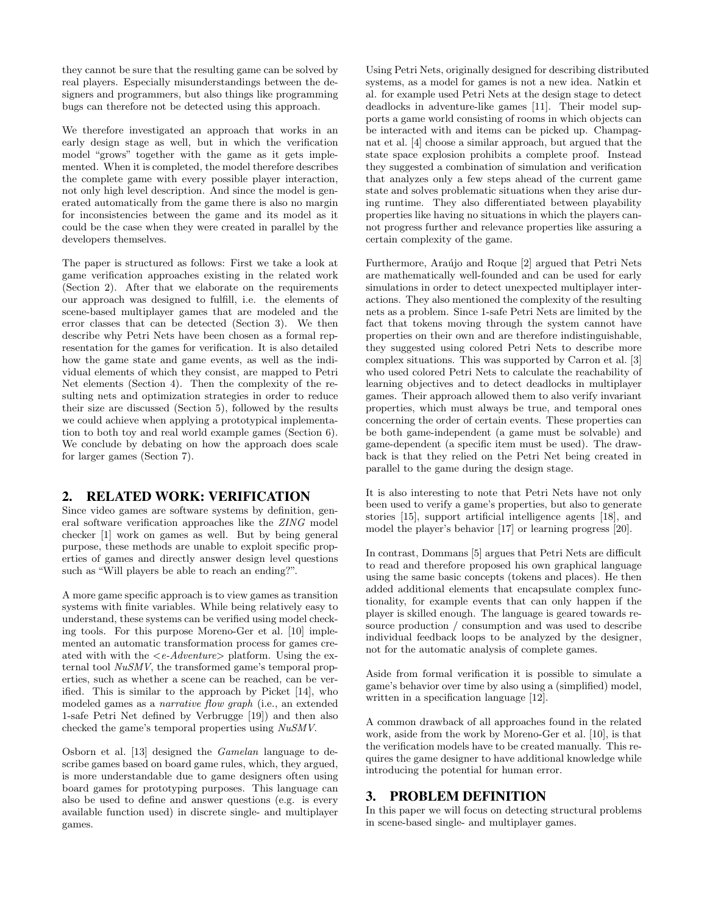they cannot be sure that the resulting game can be solved by real players. Especially misunderstandings between the designers and programmers, but also things like programming bugs can therefore not be detected using this approach.

We therefore investigated an approach that works in an early design stage as well, but in which the verification model "grows" together with the game as it gets implemented. When it is completed, the model therefore describes the complete game with every possible player interaction, not only high level description. And since the model is generated automatically from the game there is also no margin for inconsistencies between the game and its model as it could be the case when they were created in parallel by the developers themselves.

The paper is structured as follows: First we take a look at game verification approaches existing in the related work (Section 2). After that we elaborate on the requirements our approach was designed to fulfill, i.e. the elements of scene-based multiplayer games that are modeled and the error classes that can be detected (Section 3). We then describe why Petri Nets have been chosen as a formal representation for the games for verification. It is also detailed how the game state and game events, as well as the individual elements of which they consist, are mapped to Petri Net elements (Section 4). Then the complexity of the resulting nets and optimization strategies in order to reduce their size are discussed (Section 5), followed by the results we could achieve when applying a prototypical implementation to both toy and real world example games (Section 6). We conclude by debating on how the approach does scale for larger games (Section 7).

## 2. RELATED WORK: VERIFICATION

Since video games are software systems by definition, general software verification approaches like the *ZING* model checker [1] work on games as well. But by being general purpose, these methods are unable to exploit specific properties of games and directly answer design level questions such as "Will players be able to reach an ending?".

A more game specific approach is to view games as transition systems with finite variables. While being relatively easy to understand, these systems can be verified using model checking tools. For this purpose Moreno-Ger et al. [10] implemented an automatic transformation process for games created with with the *<e-Adventure>* platform. Using the external tool *NuSMV*, the transformed game's temporal properties, such as whether a scene can be reached, can be verified. This is similar to the approach by Picket [14], who modeled games as a *narrative flow graph* (i.e., an extended 1-safe Petri Net defined by Verbrugge [19]) and then also checked the game's temporal properties using *NuSMV*.

Osborn et al. [13] designed the *Gamelan* language to describe games based on board game rules, which, they argued, is more understandable due to game designers often using board games for prototyping purposes. This language can also be used to define and answer questions (e.g. is every available function used) in discrete single- and multiplayer games.

Using Petri Nets, originally designed for describing distributed systems, as a model for games is not a new idea. Natkin et al. for example used Petri Nets at the design stage to detect deadlocks in adventure-like games [11]. Their model supports a game world consisting of rooms in which objects can be interacted with and items can be picked up. Champagnat et al. [4] choose a similar approach, but argued that the state space explosion prohibits a complete proof. Instead they suggested a combination of simulation and verification that analyzes only a few steps ahead of the current game state and solves problematic situations when they arise during runtime. They also differentiated between playability properties like having no situations in which the players cannot progress further and relevance properties like assuring a certain complexity of the game.

Furthermore, Araújo and Roque [2] argued that Petri Nets are mathematically well-founded and can be used for early simulations in order to detect unexpected multiplayer interactions. They also mentioned the complexity of the resulting nets as a problem. Since 1-safe Petri Nets are limited by the fact that tokens moving through the system cannot have properties on their own and are therefore indistinguishable, they suggested using colored Petri Nets to describe more complex situations. This was supported by Carron et al. [3] who used colored Petri Nets to calculate the reachability of learning objectives and to detect deadlocks in multiplayer games. Their approach allowed them to also verify invariant properties, which must always be true, and temporal ones concerning the order of certain events. These properties can be both game-independent (a game must be solvable) and game-dependent (a specific item must be used). The drawback is that they relied on the Petri Net being created in parallel to the game during the design stage.

It is also interesting to note that Petri Nets have not only been used to verify a game's properties, but also to generate stories [15], support artificial intelligence agents [18], and model the player's behavior [17] or learning progress [20].

In contrast, Dommans [5] argues that Petri Nets are difficult to read and therefore proposed his own graphical language using the same basic concepts (tokens and places). He then added additional elements that encapsulate complex functionality, for example events that can only happen if the player is skilled enough. The language is geared towards resource production / consumption and was used to describe individual feedback loops to be analyzed by the designer, not for the automatic analysis of complete games.

Aside from formal verification it is possible to simulate a game's behavior over time by also using a (simplified) model, written in a specification language [12].

A common drawback of all approaches found in the related work, aside from the work by Moreno-Ger et al. [10], is that the verification models have to be created manually. This requires the game designer to have additional knowledge while introducing the potential for human error.

## 3. PROBLEM DEFINITION

In this paper we will focus on detecting structural problems in scene-based single- and multiplayer games.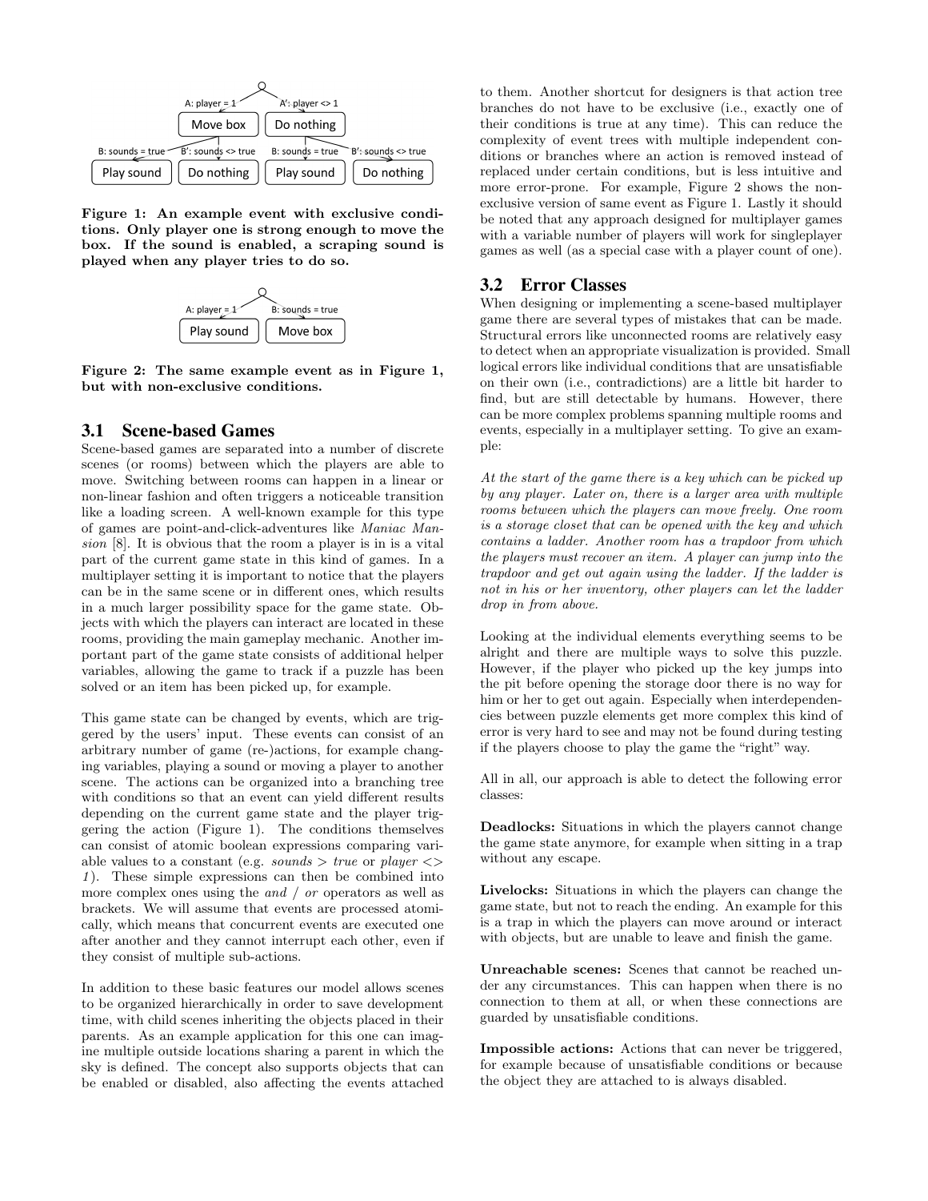Figure 1: An example event with exclusive conditions. Only player one is strong enough to move the box. If the sound is enabled, a scraping sound is played when any player tries to do so.

Figure 2: The same example event as in Figure 1, but with non-exclusive conditions.

## 3.1 Scene-based Games

Scene-based games are separated into a number of discrete scenes (or rooms) between which the players are able to move. Switching between rooms can happen in a linear or non-linear fashion and often triggers a noticeable transition like a loading screen. A well-known example for this type of games are point-and-click-adventures like *Maniac Mansion* [8]. It is obvious that the room a player is in is a vital part of the current game state in this kind of games. In a multiplayer setting it is important to notice that the players can be in the same scene or in different ones, which results in a much larger possibility space for the game state. Objects with which the players can interact are located in these rooms, providing the main gameplay mechanic. Another important part of the game state consists of additional helper variables, allowing the game to track if a puzzle has been solved or an item has been picked up, for example.

This game state can be changed by events, which are triggered by the users' input. These events can consist of an arbitrary number of game (re-)actions, for example changing variables, playing a sound or moving a player to another scene. The actions can be organized into a branching tree with conditions so that an event can yield different results depending on the current game state and the player triggering the action (Figure 1). The conditions themselves can consist of atomic boolean expressions comparing variable values to a constant (e.g. *sounds > true* or *player <> 1*). These simple expressions can then be combined into more complex ones using the *and* / *or* operators as well as brackets. We will assume that events are processed atomically, which means that concurrent events are executed one after another and they cannot interrupt each other, even if they consist of multiple sub-actions.

In addition to these basic features our model allows scenes to be organized hierarchically in order to save development time, with child scenes inheriting the objects placed in their parents. As an example application for this one can imagine multiple outside locations sharing a parent in which the sky is defined. The concept also supports objects that can be enabled or disabled, also affecting the events attached to them. Another shortcut for designers is that action tree branches do not have to be exclusive (i.e., exactly one of their conditions is true at any time). This can reduce the complexity of event trees with multiple independent conditions or branches where an action is removed instead of replaced under certain conditions, but is less intuitive and more error-prone. For example, Figure 2 shows the non-exclusive version of same event as Figure 1. Lastly it should be noted that any approach designed for multiplayer games with a variable number of players will work for singleplayer games as well (as a special case with a player count of one).

## 3.2 Error Classes

When designing or implementing a scene-based multiplayer game there are several types of mistakes that can be made. Structural errors like unconnected rooms are relatively easy to detect when an appropriate visualization is provided. Small logical errors like individual conditions that are unsatisfiable on their own (i.e., contradictions) are a little bit harder to find, but are still detectable by humans. However, there can be more complex problems spanning multiple rooms and events, especially in a multiplayer setting. To give an example:

*At the start of the game there is a key which can be picked up by any player. Later on, there is a larger area with multiple rooms between which the players can move freely. One room is a storage closet that can be opened with the key and which contains a ladder. Another room has a trapdoor from which the players must recover an item. A player can jump into the trapdoor and get out again using the ladder. If the ladder is not in his or her inventory, other players can let the ladder drop in from above.*

Looking at the individual elements everything seems to be alright and there are multiple ways to solve this puzzle. However, if the player who picked up the key jumps into the pit before opening the storage door there is no way for him or her to get out again. Especially when interdependencies between puzzle elements get more complex this kind of error is very hard to see and may not be found during testing if the players choose to play the game the "right" way.

All in all, our approach is able to detect the following error classes:

**Deadlocks:** Situations in which the players cannot change the game state anymore, for example when sitting in a trap without any escape.

**Livelocks:** Situations in which the players can change the game state, but not to reach the ending. An example for this is a trap in which the players can move around or interact with objects, but are unable to leave and finish the game.

**Unreachable scenes:** Scenes that cannot be reached under any circumstances. This can happen when there is no connection to them at all, or when these connections are guarded by unsatisfiable conditions.

**Impossible actions:** Actions that can never be triggered, for example because of unsatisfiable conditions or because the object they are attached to is always disabled.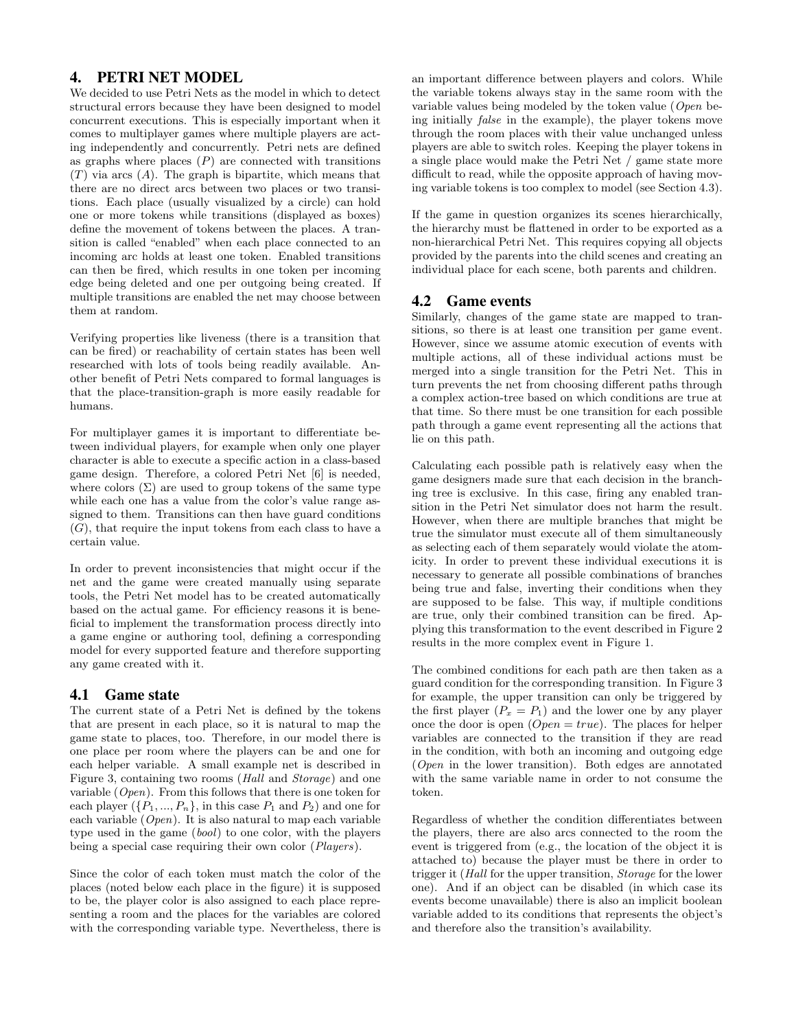## 4. PETRI NET MODEL

We decided to use Petri Nets as the model in which to detect structural errors because they have been designed to model concurrent executions. This is especially important when it comes to multiplayer games where multiple players are acting independently and concurrently. Petri nets are defined as graphs where places ($P$) are connected with transitions ($T$) via arcs ($A$). The graph is bipartite, which means that there are no direct arcs between two places or two transitions. Each place (usually visualized by a circle) can hold one or more tokens while transitions (displayed as boxes) define the movement of tokens between the places. A transition is called "enabled" when each place connected to an incoming arc holds at least one token. Enabled transitions can then be fired, which results in one token per incoming edge being deleted and one per outgoing being created. If multiple transitions are enabled the net may choose between them at random.

Verifying properties like liveness (there is a transition that can be fired) or reachability of certain states has been well researched with lots of tools being readily available. Another benefit of Petri Nets compared to formal languages is that the place-transition-graph is more easily readable for humans.

For multiplayer games it is important to differentiate between individual players, for example when only one player character is able to execute a specific action in a class-based game design. Therefore, a colored Petri Net [6] is needed, where colors ($\Sigma$) are used to group tokens of the same type while each one has a value from the color's value range assigned to them. Transitions can then have guard conditions ($G$), that require the input tokens from each class to have a certain value.

In order to prevent inconsistencies that might occur if the net and the game were created manually using separate tools, the Petri Net model has to be created automatically based on the actual game. For efficiency reasons it is beneficial to implement the transformation process directly into a game engine or authoring tool, defining a corresponding model for every supported feature and therefore supporting any game created with it.

### 4.1 Game state

The current state of a Petri Net is defined by the tokens that are present in each place, so it is natural to map the game state to places, too. Therefore, in our model there is one place per room where the players can be and one for each helper variable. A small example net is described in Figure 3, containing two rooms (*Hall* and *Storage*) and one variable (*Open*). From this follows that there is one token for each player ($\{P_1, ..., P_n\}$, in this case $P_1$ and $P_2$) and one for each variable (*Open*). It is also natural to map each variable type used in the game (*bool*) to one color, with the players being a special case requiring their own color (*Players*).

Since the color of each token must match the color of the places (noted below each place in the figure) it is supposed to be, the player color is also assigned to each place representing a room and the places for the variables are colored with the corresponding variable type. Nevertheless, there is an important difference between players and colors. While the variable tokens always stay in the same room with the variable values being modeled by the token value (*Open* being initially *false* in the example), the player tokens move through the room places with their value unchanged unless players are able to switch roles. Keeping the player tokens in a single place would make the Petri Net / game state more difficult to read, while the opposite approach of having moving variable tokens is too complex to model (see Section 4.3).

If the game in question organizes its scenes hierarchically, the hierarchy must be flattened in order to be exported as a non-hierarchical Petri Net. This requires copying all objects provided by the parents into the child scenes and creating an individual place for each scene, both parents and children.

### 4.2 Game events

Similarly, changes of the game state are mapped to transitions, so there is at least one transition per game event. However, since we assume atomic execution of events with multiple actions, all of these individual actions must be merged into a single transition for the Petri Net. This in turn prevents the net from choosing different paths through a complex action-tree based on which conditions are true at that time. So there must be one transition for each possible path through a game event representing all the actions that lie on this path.

Calculating each possible path is relatively easy when the game designers made sure that each decision in the branching tree is exclusive. In this case, firing any enabled transition in the Petri Net simulator does not harm the result. However, when there are multiple branches that might be true the simulator must execute all of them simultaneously as selecting each of them separately would violate the atomicity. In order to prevent these individual executions it is necessary to generate all possible combinations of branches being true and false, inverting their conditions when they are supposed to be false. This way, if multiple conditions are true, only their combined transition can be fired. Applying this transformation to the event described in Figure 2 results in the more complex event in Figure 1.

The combined conditions for each path are then taken as a guard condition for the corresponding transition. In Figure 3 for example, the upper transition can only be triggered by the first player ($P_x = P_1$) and the lower one by any player once the door is open ($Open = true$). The places for helper variables are connected to the transition if they are read in the condition, with both an incoming and outgoing edge (*Open* in the lower transition). Both edges are annotated with the same variable name in order to not consume the token.

Regardless of whether the condition differentiates between the players, there are also arcs connected to the room the event is triggered from (e.g., the location of the object it is attached to) because the player must be there in order to trigger it (*Hall* for the upper transition, *Storage* for the lower one). And if an object can be disabled (in which case its events become unavailable) there is also an implicit boolean variable added to its conditions that represents the object's and therefore also the transition's availability.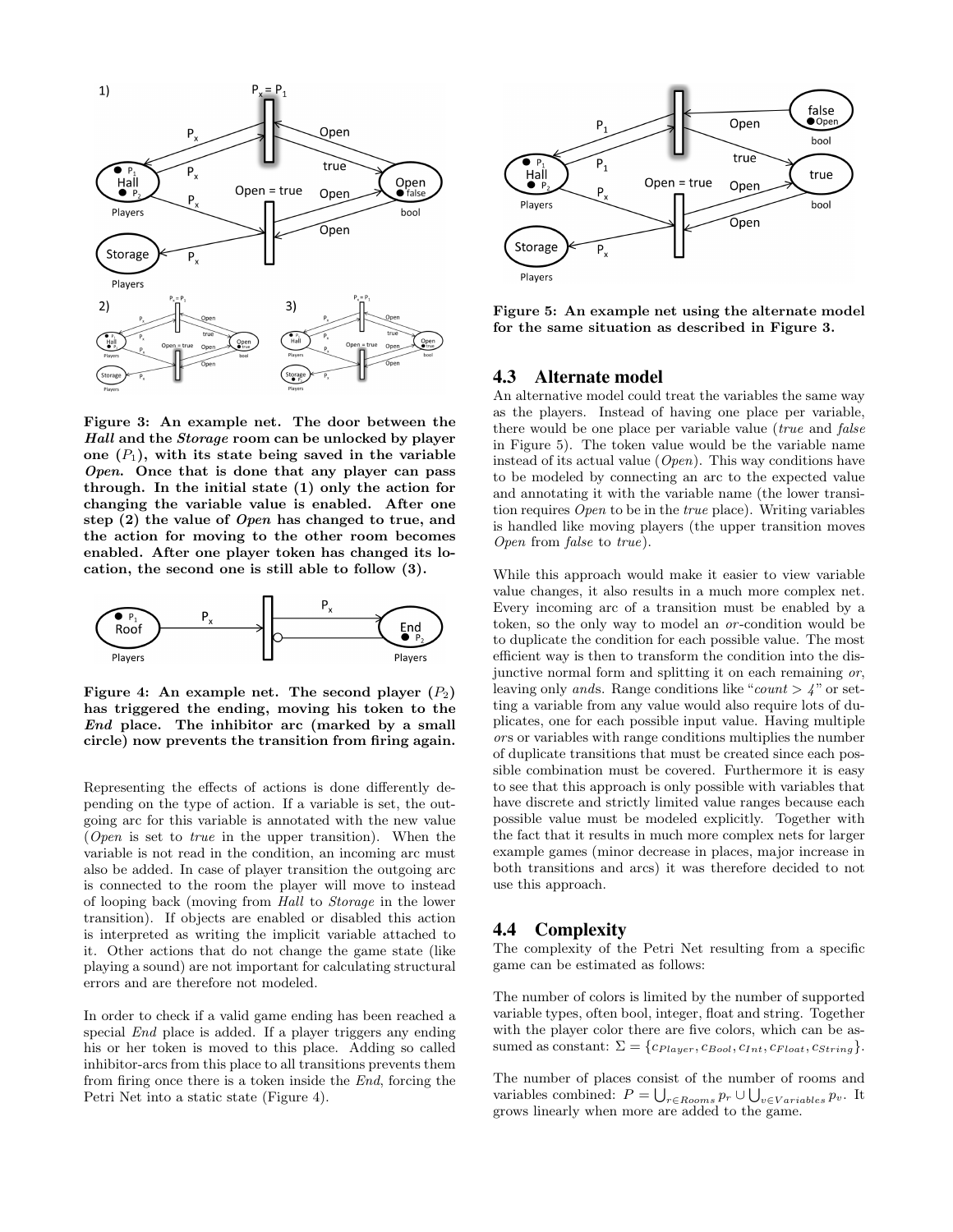Figure 3: An example net. The door between the *Hall* and the *Storage* room can be unlocked by player one ($P_1$), with its state being saved in the variable *Open*. Once that is done that any player can pass through. In the initial state (1) only the action for changing the variable value is enabled. After one step (2) the value of *Open* has changed to true, and the action for moving to the other room becomes enabled. After one player token has changed its location, the second one is still able to follow (3).

Figure 4: An example net. The second player ($P_2$) has triggered the ending, moving his token to the *End* place. The inhibitor arc (marked by a small circle) now prevents the transition from firing again.

Representing the effects of actions is done differently depending on the type of action. If a variable is set, the outgoing arc for this variable is annotated with the new value (*Open* is set to *true* in the upper transition). When the variable is not read in the condition, an incoming arc must also be added. In case of player transition the outgoing arc is connected to the room the player will move to instead of looping back (moving from *Hall* to *Storage* in the lower transition). If objects are enabled or disabled this action is interpreted as writing the implicit variable attached to it. Other actions that do not change the game state (like playing a sound) are not important for calculating structural errors and are therefore not modeled.

In order to check if a valid game ending has been reached a special *End* place is added. If a player triggers any ending his or her token is moved to this place. Adding so called inhibitor-arcs from this place to all transitions prevents them from firing once there is a token inside the *End*, forcing the Petri Net into a static state (Figure 4).

Figure 5: An example net using the alternate model for the same situation as described in Figure 3.

## 4.3 Alternate model

An alternative model could treat the variables the same way as the players. Instead of having one place per variable, there would be one place per variable value (*true* and *false* in Figure 5). The token value would be the variable name instead of its actual value (*Open*). This way conditions have to be modeled by connecting an arc to the expected value and annotating it with the variable name (the lower transition requires *Open* to be in the *true* place). Writing variables is handled like moving players (the upper transition moves *Open* from *false* to *true*).

While this approach would make it easier to view variable value changes, it also results in a much more complex net. Every incoming arc of a transition must be enabled by a token, so the only way to model an *or*-condition would be to duplicate the condition for each possible value. The most efficient way is then to transform the condition into the disjunctive normal form and splitting it on each remaining *or*, leaving only *and*s. Range conditions like "$count > 4$" or setting a variable from any value would also require lots of duplicates, one for each possible input value. Having multiple *or*s or variables with range conditions multiplies the number of duplicate transitions that must be created since each possible combination must be covered. Furthermore it is easy to see that this approach is only possible with variables that have discrete and strictly limited value ranges because each possible value must be modeled explicitly. Together with the fact that it results in much more complex nets for larger example games (minor decrease in places, major increase in both transitions and arcs) it was therefore decided to not use this approach.

## 4.4 Complexity

The complexity of the Petri Net resulting from a specific game can be estimated as follows:

The number of colors is limited by the number of supported variable types, often bool, integer, float and string. Together with the player color there are five colors, which can be assumed as constant: $\Sigma = \{c_{Player}, c_{Bool}, c_{Int}, c_{Float}, c_{String}\}$.

The number of places consist of the number of rooms and variables combined: $P = \bigcup_{r \in Rooms} p_r \cup \bigcup_{v \in Variables} p_v$. It grows linearly when more are added to the game.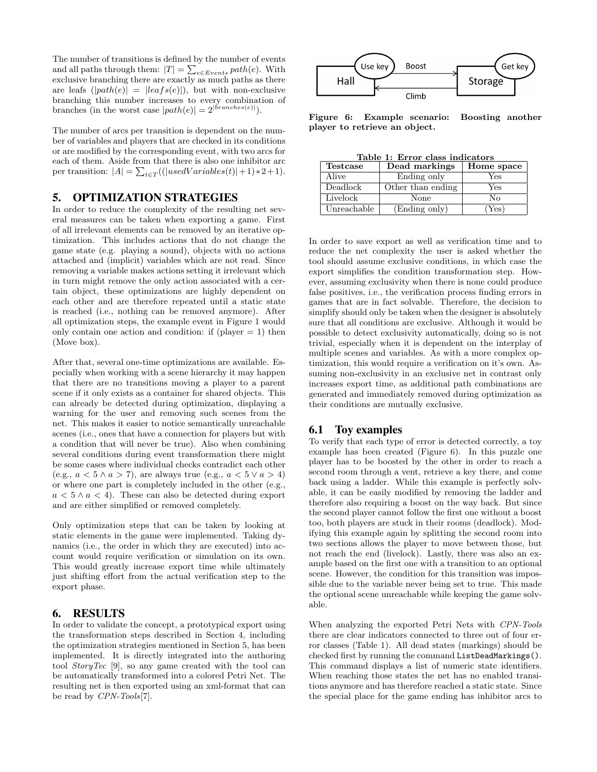The number of transitions is defined by the number of events and all paths through them: $|T| = \sum_{e \in Events} path(e)$. With exclusive branching there are exactly as much paths as there are leafs ($|path(e)| = |leafs(e)|$), but with non-exclusive branching this number increases to every combination of branches (in the worst case $|path(e)| = 2^{|branches(e)|}$).

The number of arcs per transition is dependent on the number of variables and players that are checked in its conditions or are modified by the corresponding event, with two arcs for each of them. Aside from that there is also one inhibitor arc per transition: $|A| = \sum_{t \in T}((|usedVariables(t)| + 1) * 2 + 1)$.

## 5. OPTIMIZATION STRATEGIES

In order to reduce the complexity of the resulting net several measures can be taken when exporting a game. First of all irrelevant elements can be removed by an iterative optimization. This includes actions that do not change the game state (e.g. playing a sound), objects with no actions attached and (implicit) variables which are not read. Since removing a variable makes actions setting it irrelevant which in turn might remove the only action associated with a certain object, these optimizations are highly dependent on each other and are therefore repeated until a static state is reached (i.e., nothing can be removed anymore). After all optimization steps, the example event in Figure 1 would only contain one action and condition: if (player = 1) then (Move box).

After that, several one-time optimizations are available. Especially when working with a scene hierarchy it may happen that there are no transitions moving a player to a parent scene if it only exists as a container for shared objects. This can already be detected during optimization, displaying a warning for the user and removing such scenes from the net. This makes it easier to notice semantically unreachable scenes (i.e., ones that have a connection for players but with a condition that will never be true). Also when combining several conditions during event transformation there might be some cases where individual checks contradict each other (e.g., $a < 5 \wedge a > 7$), are always true (e.g., $a < 5 \vee a > 4$) or where one part is completely included in the other (e.g., $a < 5 \wedge a < 4$). These can also be detected during export and are either simplified or removed completely.

Only optimization steps that can be taken by looking at static elements in the game were implemented. Taking dynamics (i.e., the order in which they are executed) into account would require verification or simulation on its own. This would greatly increase export time while ultimately just shifting effort from the actual verification step to the export phase.

## 6. RESULTS

In order to validate the concept, a prototypical export using the transformation steps described in Section 4, including the optimization strategies mentioned in Section 5, has been implemented. It is directly integrated into the authoring tool *StoryTec* [9], so any game created with the tool can be automatically transformed into a colored Petri Net. The resulting net is then exported using an xml-format that can be read by *CPN-Tools*[7].

**Figure 6: Example scenario: Boosting another player to retrieve an object.**

**Table 1: Error class indicators**

| Testcase | Dead markings | Home space |
|---|---|---|
| Alive | Ending only | Yes |
| Deadlock | Other than ending | Yes |
| Livelock | None | No |
| Unreachable | (Ending only) | (Yes) |

In order to save export as well as verification time and to reduce the net complexity the user is asked whether the tool should assume exclusive conditions, in which case the export simplifies the condition transformation step. However, assuming exclusivity when there is none could produce false positives, i.e., the verification process finding errors in games that are in fact solvable. Therefore, the decision to simplify should only be taken when the designer is absolutely sure that all conditions are exclusive. Although it would be possible to detect exclusivity automatically, doing so is not trivial, especially when it is dependent on the interplay of multiple scenes and variables. As with a more complex optimization, this would require a verification on it's own. Assuming non-exclusivity in an exclusive net in contrast only increases export time, as additional path combinations are generated and immediately removed during optimization as their conditions are mutually exclusive.

### 6.1 Toy examples

To verify that each type of error is detected correctly, a toy example has been created (Figure 6). In this puzzle one player has to be boosted by the other in order to reach a second room through a vent, retrieve a key there, and come back using a ladder. While this example is perfectly solvable, it can be easily modified by removing the ladder and therefore also requiring a boost on the way back. But since the second player cannot follow the first one without a boost too, both players are stuck in their rooms (deadlock). Modifying this example again by splitting the second room into two sections allows the player to move between those, but not reach the end (livelock). Lastly, there was also an example based on the first one with a transition to an optional scene. However, the condition for this transition was impossible due to the variable never being set to true. This made the optional scene unreachable while keeping the game solvable.

When analyzing the exported Petri Nets with *CPN-Tools* there are clear indicators connected to three out of four error classes (Table 1). All dead states (markings) should be checked first by running the command `ListDeadMarkings()`. This command displays a list of numeric state identifiers. When reaching those states the net has no enabled transitions anymore and has therefore reached a static state. Since the special place for the game ending has inhibitor arcs to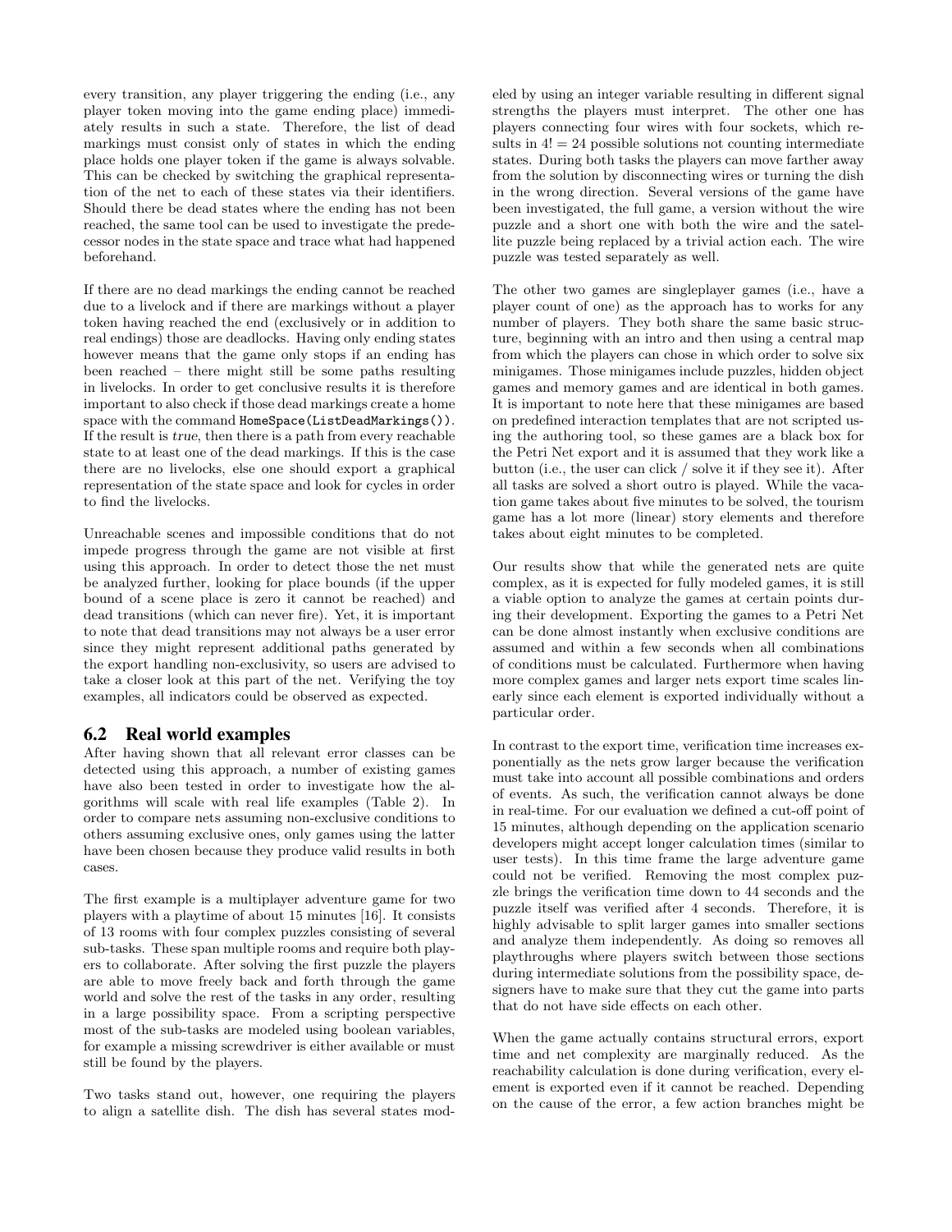every transition, any player triggering the ending (i.e., any player token moving into the game ending place) immediately results in such a state. Therefore, the list of dead markings must consist only of states in which the ending place holds one player token if the game is always solvable. This can be checked by switching the graphical representation of the net to each of these states via their identifiers. Should there be dead states where the ending has not been reached, the same tool can be used to investigate the predecessor nodes in the state space and trace what had happened beforehand.

If there are no dead markings the ending cannot be reached due to a livelock and if there are markings without a player token having reached the end (exclusively or in addition to real endings) those are deadlocks. Having only ending states however means that the game only stops if an ending has been reached – there might still be some paths resulting in livelocks. In order to get conclusive results it is therefore important to also check if those dead markings create a home space with the command `HomeSpace(ListDeadMarkings())`. If the result is *true*, then there is a path from every reachable state to at least one of the dead markings. If this is the case there are no livelocks, else one should export a graphical representation of the state space and look for cycles in order to find the livelocks.

Unreachable scenes and impossible conditions that do not impede progress through the game are not visible at first using this approach. In order to detect those the net must be analyzed further, looking for place bounds (if the upper bound of a scene place is zero it cannot be reached) and dead transitions (which can never fire). Yet, it is important to note that dead transitions may not always be a user error since they might represent additional paths generated by the export handling non-exclusivity, so users are advised to take a closer look at this part of the net. Verifying the toy examples, all indicators could be observed as expected.

## 6.2 Real world examples

After having shown that all relevant error classes can be detected using this approach, a number of existing games have also been tested in order to investigate how the algorithms will scale with real life examples (Table 2). In order to compare nets assuming non-exclusive conditions to others assuming exclusive ones, only games using the latter have been chosen because they produce valid results in both cases.

The first example is a multiplayer adventure game for two players with a playtime of about 15 minutes [16]. It consists of 13 rooms with four complex puzzles consisting of several sub-tasks. These span multiple rooms and require both players to collaborate. After solving the first puzzle the players are able to move freely back and forth through the game world and solve the rest of the tasks in any order, resulting in a large possibility space. From a scripting perspective most of the sub-tasks are modeled using boolean variables, for example a missing screwdriver is either available or must still be found by the players.

Two tasks stand out, however, one requiring the players to align a satellite dish. The dish has several states modeled by using an integer variable resulting in different signal strengths the players must interpret. The other one has players connecting four wires with four sockets, which results in $4! = 24$ possible solutions not counting intermediate states. During both tasks the players can move farther away from the solution by disconnecting wires or turning the dish in the wrong direction. Several versions of the game have been investigated, the full game, a version without the wire puzzle and a short one with both the wire and the satellite puzzle being replaced by a trivial action each. The wire puzzle was tested separately as well.

The other two games are singleplayer games (i.e., have a player count of one) as the approach has to works for any number of players. They both share the same basic structure, beginning with an intro and then using a central map from which the players can chose in which order to solve six minigames. Those minigames include puzzles, hidden object games and memory games and are identical in both games. It is important to note here that these minigames are based on predefined interaction templates that are not scripted using the authoring tool, so these games are a black box for the Petri Net export and it is assumed that they work like a button (i.e., the user can click / solve it if they see it). After all tasks are solved a short outro is played. While the vacation game takes about five minutes to be solved, the tourism game has a lot more (linear) story elements and therefore takes about eight minutes to be completed.

Our results show that while the generated nets are quite complex, as it is expected for fully modeled games, it is still a viable option to analyze the games at certain points during their development. Exporting the games to a Petri Net can be done almost instantly when exclusive conditions are assumed and within a few seconds when all combinations of conditions must be calculated. Furthermore when having more complex games and larger nets export time scales linearly since each element is exported individually without a particular order.

In contrast to the export time, verification time increases exponentially as the nets grow larger because the verification must take into account all possible combinations and orders of events. As such, the verification cannot always be done in real-time. For our evaluation we defined a cut-off point of 15 minutes, although depending on the application scenario developers might accept longer calculation times (similar to user tests). In this time frame the large adventure game could not be verified. Removing the most complex puzzle brings the verification time down to 44 seconds and the puzzle itself was verified after 4 seconds. Therefore, it is highly advisable to split larger games into smaller sections and analyze them independently. As doing so removes all playthroughs where players switch between those sections during intermediate solutions from the possibility space, designers have to make sure that they cut the game into parts that do not have side effects on each other.

When the game actually contains structural errors, export time and net complexity are marginally reduced. As the reachability calculation is done during verification, every element is exported even if it cannot be reached. Depending on the cause of the error, a few action branches might be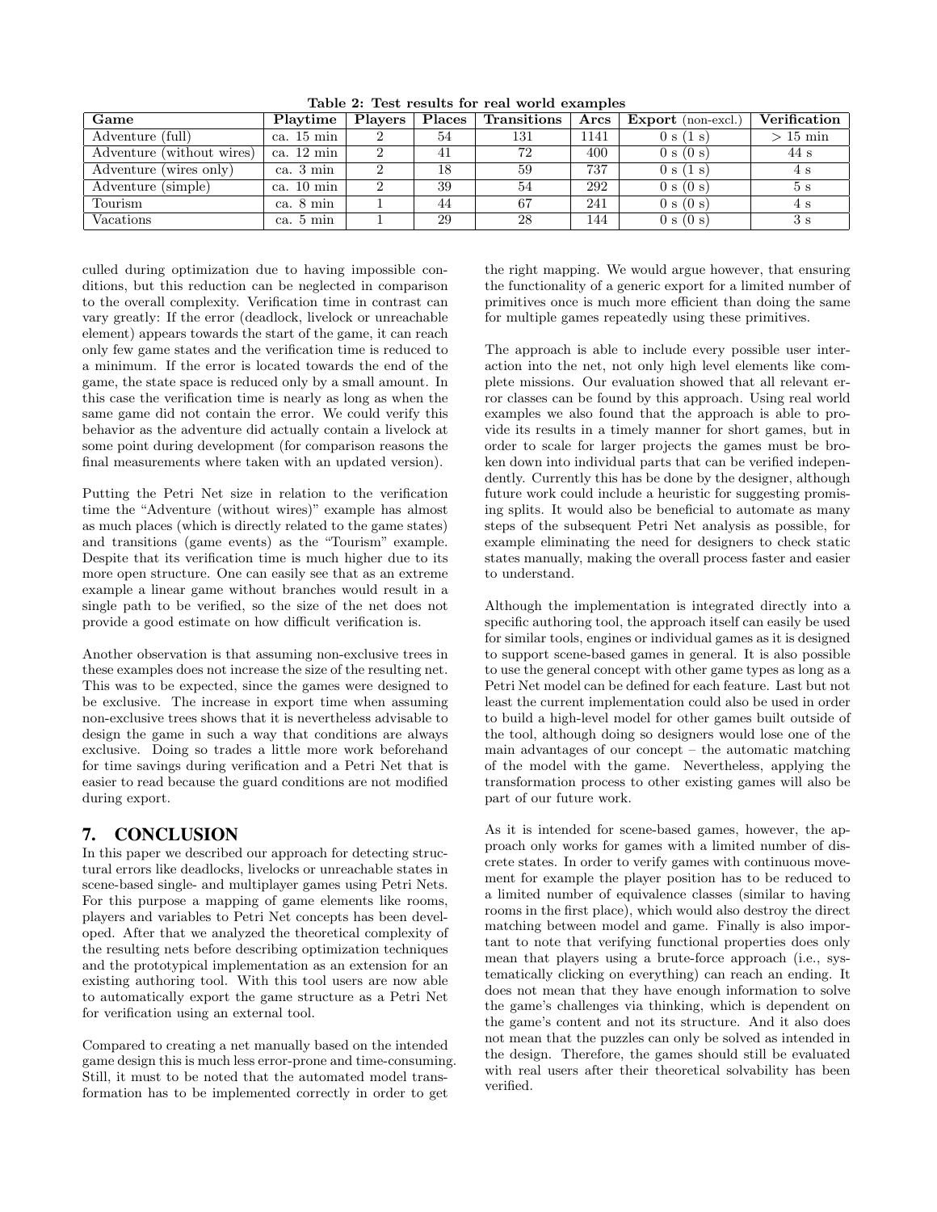**Table 2: Test results for real world examples**

| Game | Playtime | Players | Places | Transitions | Arcs | **Export** (non-excl.) | Verification |
|---|---|---|---|---|---|---|---|
| Adventure (full) | ca. 15 min | 2 | 54 | 131 | 1141 | 0 s (1 s) | > 15 min |
| Adventure (without wires) | ca. 12 min | 2 | 41 | 72 | 400 | 0 s (0 s) | 44 s |
| Adventure (wires only) | ca. 3 min | 2 | 18 | 59 | 737 | 0 s (1 s) | 4 s |
| Adventure (simple) | ca. 10 min | 2 | 39 | 54 | 292 | 0 s (0 s) | 5 s |
| Tourism | ca. 8 min | 1 | 44 | 67 | 241 | 0 s (0 s) | 4 s |
| Vacations | ca. 5 min | 1 | 29 | 28 | 144 | 0 s (0 s) | 3 s |

culled during optimization due to having impossible conditions, but this reduction can be neglected in comparison to the overall complexity. Verification time in contrast can vary greatly: If the error (deadlock, livelock or unreachable element) appears towards the start of the game, it can reach only few game states and the verification time is reduced to a minimum. If the error is located towards the end of the game, the state space is reduced only by a small amount. In this case the verification time is nearly as long as when the same game did not contain the error. We could verify this behavior as the adventure did actually contain a livelock at some point during development (for comparison reasons the final measurements where taken with an updated version).

Putting the Petri Net size in relation to the verification time the "Adventure (without wires)" example has almost as much places (which is directly related to the game states) and transitions (game events) as the "Tourism" example. Despite that its verification time is much higher due to its more open structure. One can easily see that as an extreme example a linear game without branches would result in a single path to be verified, so the size of the net does not provide a good estimate on how difficult verification is.

Another observation is that assuming non-exclusive trees in these examples does not increase the size of the resulting net. This was to be expected, since the games were designed to be exclusive. The increase in export time when assuming non-exclusive trees shows that it is nevertheless advisable to design the game in such a way that conditions are always exclusive. Doing so trades a little more work beforehand for time savings during verification and a Petri Net that is easier to read because the guard conditions are not modified during export.

## 7. CONCLUSION

In this paper we described our approach for detecting structural errors like deadlocks, livelocks or unreachable states in scene-based single- and multiplayer games using Petri Nets. For this purpose a mapping of game elements like rooms, players and variables to Petri Net concepts has been developed. After that we analyzed the theoretical complexity of the resulting nets before describing optimization techniques and the prototypical implementation as an extension for an existing authoring tool. With this tool users are now able to automatically export the game structure as a Petri Net for verification using an external tool.

Compared to creating a net manually based on the intended game design this is much less error-prone and time-consuming. Still, it must to be noted that the automated model transformation has to be implemented correctly in order to get the right mapping. We would argue however, that ensuring the functionality of a generic export for a limited number of primitives once is much more efficient than doing the same for multiple games repeatedly using these primitives.

The approach is able to include every possible user interaction into the net, not only high level elements like complete missions. Our evaluation showed that all relevant error classes can be found by this approach. Using real world examples we also found that the approach is able to provide its results in a timely manner for short games, but in order to scale for larger projects the games must be broken down into individual parts that can be verified independently. Currently this has be done by the designer, although future work could include a heuristic for suggesting promising splits. It would also be beneficial to automate as many steps of the subsequent Petri Net analysis as possible, for example eliminating the need for designers to check static states manually, making the overall process faster and easier to understand.

Although the implementation is integrated directly into a specific authoring tool, the approach itself can easily be used for similar tools, engines or individual games as it is designed to support scene-based games in general. It is also possible to use the general concept with other game types as long as a Petri Net model can be defined for each feature. Last but not least the current implementation could also be used in order to build a high-level model for other games built outside of the tool, although doing so designers would lose one of the main advantages of our concept – the automatic matching of the model with the game. Nevertheless, applying the transformation process to other existing games will also be part of our future work.

As it is intended for scene-based games, however, the approach only works for games with a limited number of discrete states. In order to verify games with continuous movement for example the player position has to be reduced to a limited number of equivalence classes (similar to having rooms in the first place), which would also destroy the direct matching between model and game. Finally is also important to note that verifying functional properties does only mean that players using a brute-force approach (i.e., systematically clicking on everything) can reach an ending. It does not mean that they have enough information to solve the game's challenges via thinking, which is dependent on the game's content and not its structure. And it also does not mean that the puzzles can only be solved as intended in the design. Therefore, the games should still be evaluated with real users after their theoretical solvability has been verified.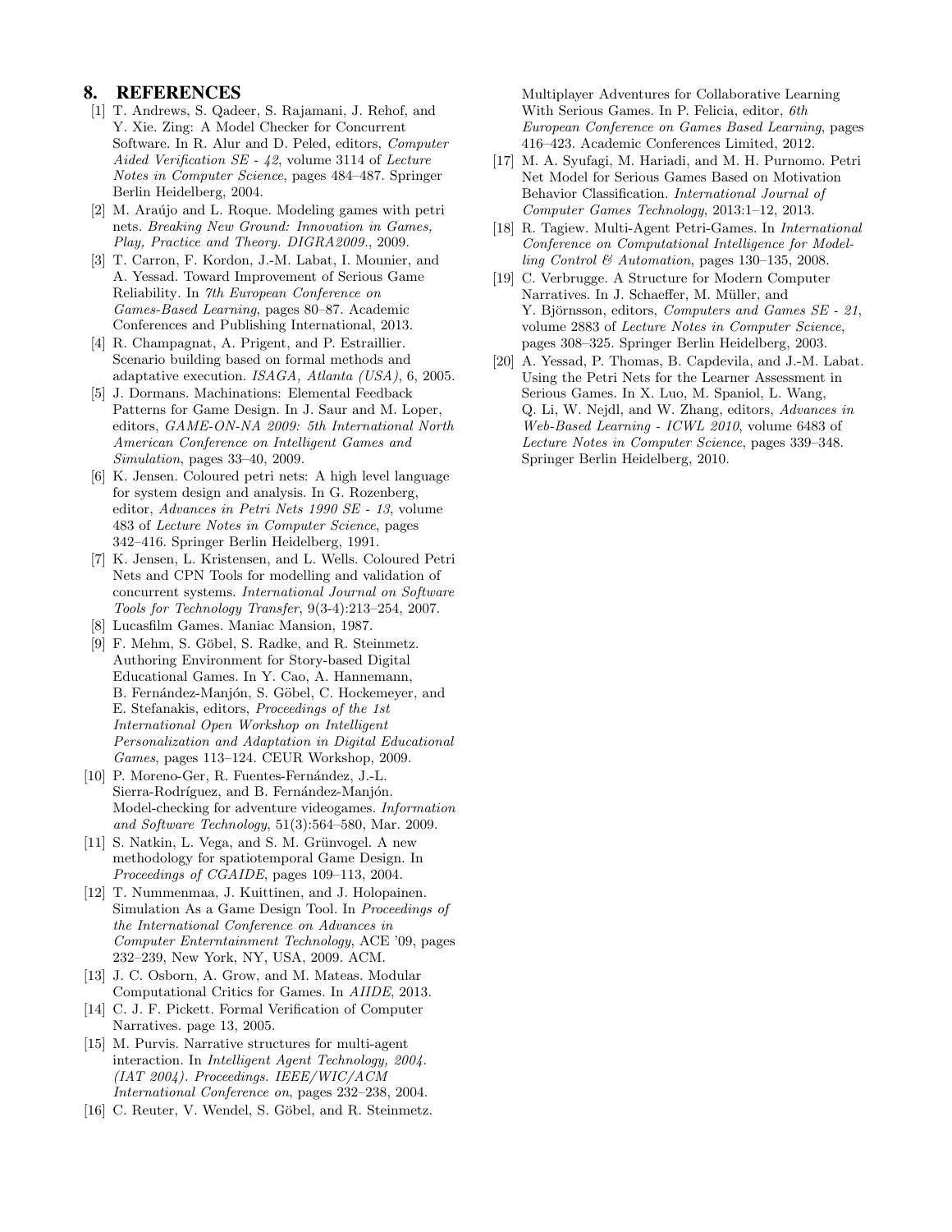## 8. REFERENCES

[1] T. Andrews, S. Qadeer, S. Rajamani, J. Rehof, and Y. Xie. Zing: A Model Checker for Concurrent Software. In R. Alur and D. Peled, editors, *Computer Aided Verification SE - 42*, volume 3114 of *Lecture Notes in Computer Science*, pages 484–487. Springer Berlin Heidelberg, 2004.

[2] M. Araújo and L. Roque. Modeling games with petri nets. *Breaking New Ground: Innovation in Games, Play, Practice and Theory. DIGRA2009.*, 2009.

[3] T. Carron, F. Kordon, J.-M. Labat, I. Mounier, and A. Yessad. Toward Improvement of Serious Game Reliability. In *7th European Conference on Games-Based Learning*, pages 80–87. Academic Conferences and Publishing International, 2013.

[4] R. Champagnat, A. Prigent, and P. Estraillier. Scenario building based on formal methods and adaptative execution. *ISAGA, Atlanta (USA)*, 6, 2005.

[5] J. Dormans. Machinations: Elemental Feedback Patterns for Game Design. In J. Saur and M. Loper, editors, *GAME-ON-NA 2009: 5th International North American Conference on Intelligent Games and Simulation*, pages 33–40, 2009.

[6] K. Jensen. Coloured petri nets: A high level language for system design and analysis. In G. Rozenberg, editor, *Advances in Petri Nets 1990 SE - 13*, volume 483 of *Lecture Notes in Computer Science*, pages 342–416. Springer Berlin Heidelberg, 1991.

[7] K. Jensen, L. Kristensen, and L. Wells. Coloured Petri Nets and CPN Tools for modelling and validation of concurrent systems. *International Journal on Software Tools for Technology Transfer*, 9(3-4):213–254, 2007.

[8] Lucasfilm Games. Maniac Mansion, 1987.

[9] F. Mehm, S. Göbel, S. Radke, and R. Steinmetz. Authoring Environment for Story-based Digital Educational Games. In Y. Cao, A. Hannemann, B. Fernández-Manjón, S. Göbel, C. Hockemeyer, and E. Stefanakis, editors, *Proceedings of the 1st International Open Workshop on Intelligent Personalization and Adaptation in Digital Educational Games*, pages 113–124. CEUR Workshop, 2009.

[10] P. Moreno-Ger, R. Fuentes-Fernández, J.-L. Sierra-Rodríguez, and B. Fernández-Manjón. Model-checking for adventure videogames. *Information and Software Technology*, 51(3):564–580, Mar. 2009.

[11] S. Natkin, L. Vega, and S. M. Grünvogel. A new methodology for spatiotemporal Game Design. In *Proceedings of CGAIDE*, pages 109–113, 2004.

[12] T. Nummenmaa, J. Kuittinen, and J. Holopainen. Simulation As a Game Design Tool. In *Proceedings of the International Conference on Advances in Computer Enterntainment Technology*, ACE '09, pages 232–239, New York, NY, USA, 2009. ACM.

[13] J. C. Osborn, A. Grow, and M. Mateas. Modular Computational Critics for Games. In *AIIDE*, 2013.

[14] C. J. F. Pickett. Formal Verification of Computer Narratives. page 13, 2005.

[15] M. Purvis. Narrative structures for multi-agent interaction. In *Intelligent Agent Technology, 2004. (IAT 2004). Proceedings. IEEE/WIC/ACM International Conference on*, pages 232–238, 2004.

[16] C. Reuter, V. Wendel, S. Göbel, and R. Steinmetz. Multiplayer Adventures for Collaborative Learning With Serious Games. In P. Felicia, editor, *6th European Conference on Games Based Learning*, pages 416–423. Academic Conferences Limited, 2012.

[17] M. A. Syufagi, M. Hariadi, and M. H. Purnomo. Petri Net Model for Serious Games Based on Motivation Behavior Classification. *International Journal of Computer Games Technology*, 2013:1–12, 2013.

[18] R. Tagiew. Multi-Agent Petri-Games. In *International Conference on Computational Intelligence for Modelling Control & Automation*, pages 130–135, 2008.

[19] C. Verbrugge. A Structure for Modern Computer Narratives. In J. Schaeffer, M. Müller, and Y. Björnsson, editors, *Computers and Games SE - 21*, volume 2883 of *Lecture Notes in Computer Science*, pages 308–325. Springer Berlin Heidelberg, 2003.

[20] A. Yessad, P. Thomas, B. Capdevila, and J.-M. Labat. Using the Petri Nets for the Learner Assessment in Serious Games. In X. Luo, M. Spaniol, L. Wang, Q. Li, W. Nejdl, and W. Zhang, editors, *Advances in Web-Based Learning - ICWL 2010*, volume 6483 of *Lecture Notes in Computer Science*, pages 339–348. Springer Berlin Heidelberg, 2010.